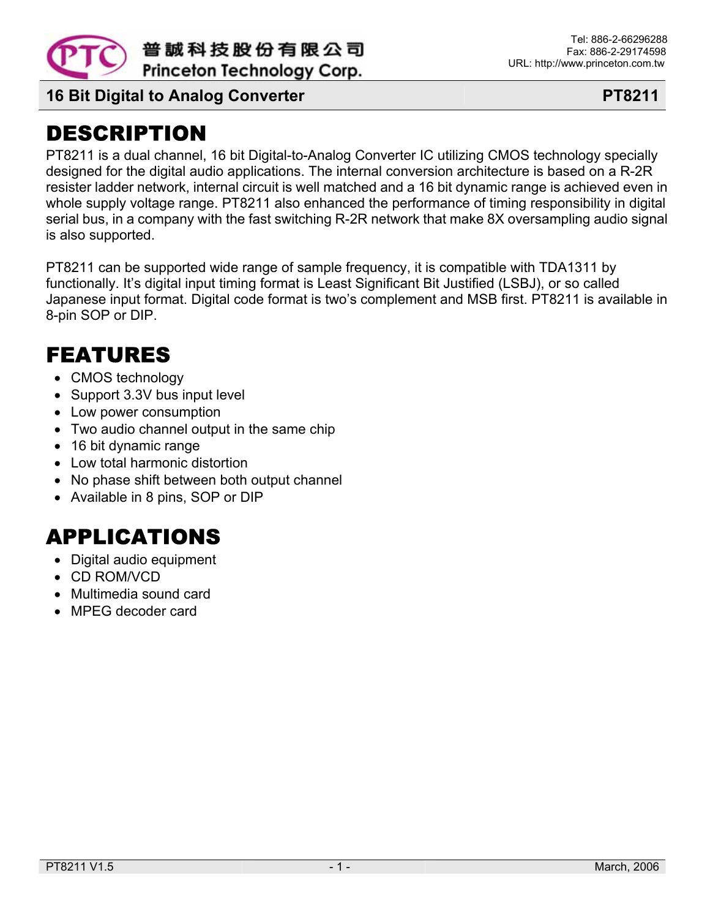# 16 Bit Digital to Analog Converter — PT8211

## DESCRIPTION

PT8211 is a dual channel, 16 bit Digital-to-Analog Converter IC utilizing CMOS technology specially designed for the digital audio applications. The internal conversion architecture is based on a R-2R resister ladder network, internal circuit is well matched and a 16 bit dynamic range is achieved even in whole supply voltage range. PT8211 also enhanced the performance of timing responsibility in digital serial bus, in a company with the fast switching R-2R network that make 8X oversampling audio signal is also supported.

PT8211 can be supported wide range of sample frequency, it is compatible with TDA1311 by functionally. It's digital input timing format is Least Significant Bit Justified (LSBJ), or so called Japanese input format. Digital code format is two's complement and MSB first. PT8211 is available in 8-pin SOP or DIP.

## FEATURES

- CMOS technology
- Support 3.3V bus input level
- Low power consumption
- Two audio channel output in the same chip
- 16 bit dynamic range
- Low total harmonic distortion
- No phase shift between both output channel
- Available in 8 pins, SOP or DIP

## APPLICATIONS

- Digital audio equipment
- CD ROM/VCD
- Multimedia sound card
- MPEG decoder card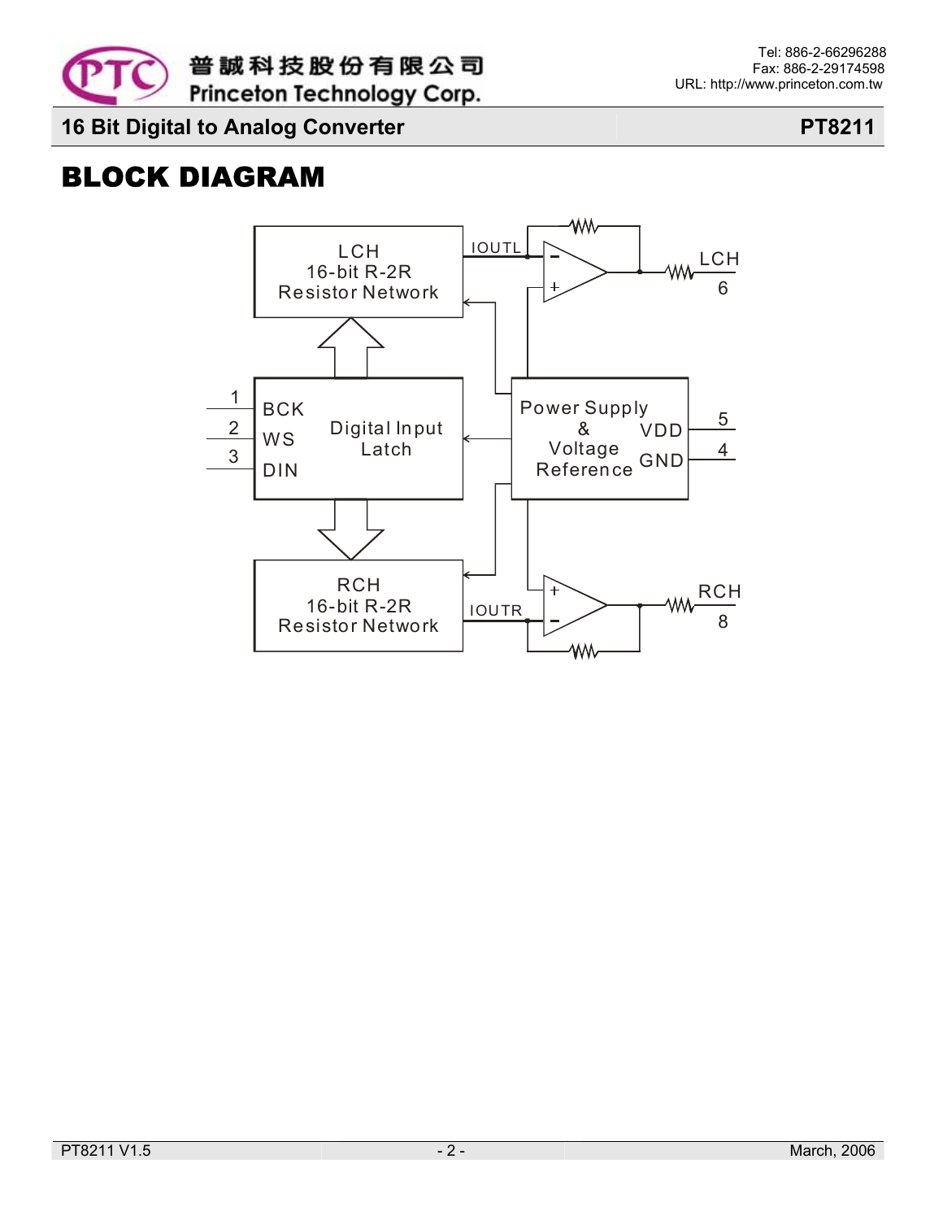## BLOCK DIAGRAM

LCH
16-bit R-2R
Resistor Network

IOUTL

LCH
6

1 BCK
2 WS
3 DIN

Digital Input
Latch

Power Supply
&
Voltage
Reference

VDD 5
GND 4

RCH
16-bit R-2R
Resistor Network

IOUTR

RCH
8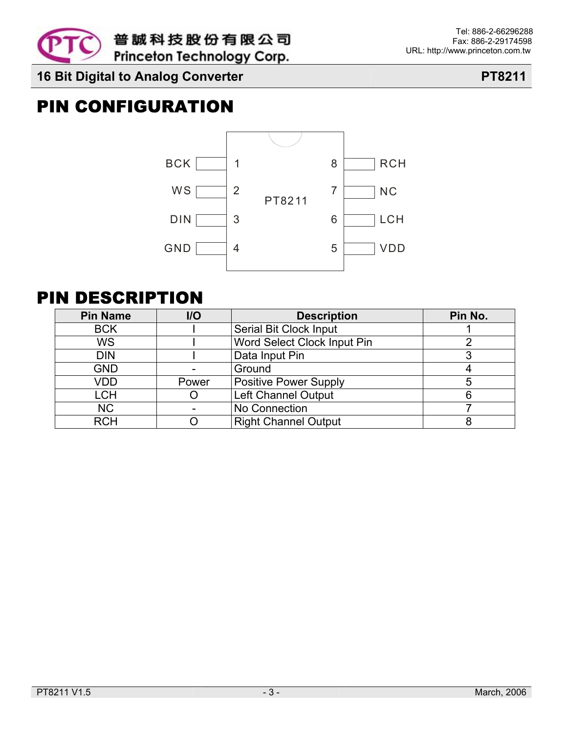# PIN CONFIGURATION

| Left pin name | Pin | | Pin | Right pin name |
|---|---|---|---|---|
| BCK | 1 | PT8211 | 8 | RCH |
| WS | 2 | | 7 | NC |
| DIN | 3 | | 6 | LCH |
| GND | 4 | | 5 | VDD |

# PIN DESCRIPTION

| Pin Name | I/O | Description | Pin No. |
|---|---|---|---|
| BCK | I | Serial Bit Clock Input | 1 |
| WS | I | Word Select Clock Input Pin | 2 |
| DIN | I | Data Input Pin | 3 |
| GND | - | Ground | 4 |
| VDD | Power | Positive Power Supply | 5 |
| LCH | O | Left Channel Output | 6 |
| NC | - | No Connection | 7 |
| RCH | O | Right Channel Output | 8 |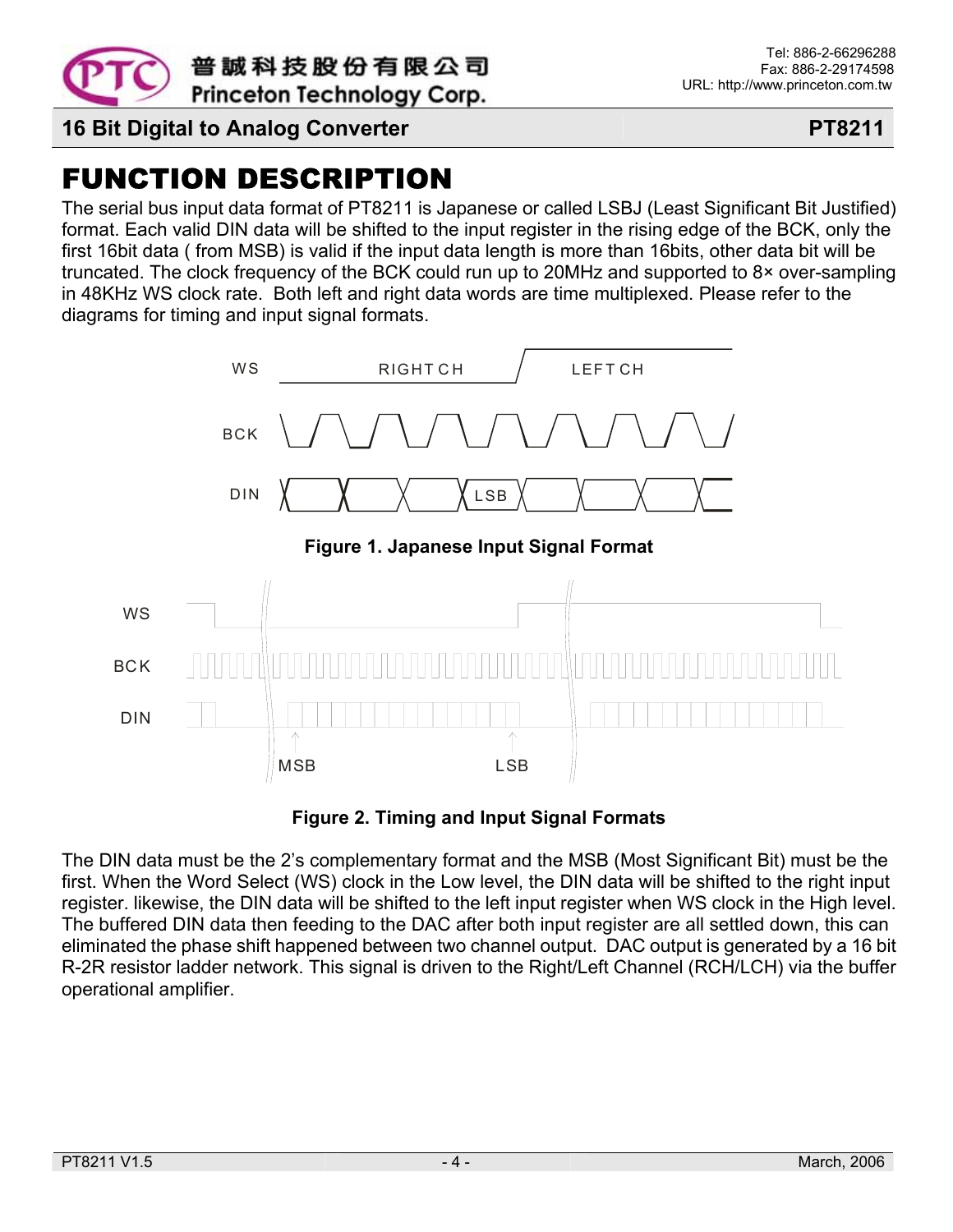# FUNCTION DESCRIPTION

The serial bus input data format of PT8211 is Japanese or called LSBJ (Least Significant Bit Justified) format. Each valid DIN data will be shifted to the input register in the rising edge of the BCK, only the first 16bit data ( from MSB) is valid if the input data length is more than 16bits, other data bit will be truncated. The clock frequency of the BCK could run up to 20MHz and supported to 8× over-sampling in 48KHz WS clock rate. Both left and right data words are time multiplexed. Please refer to the diagrams for timing and input signal formats.

**Figure 1. Japanese Input Signal Format**

**Figure 2. Timing and Input Signal Formats**

The DIN data must be the 2's complementary format and the MSB (Most Significant Bit) must be the first. When the Word Select (WS) clock in the Low level, the DIN data will be shifted to the right input register. likewise, the DIN data will be shifted to the left input register when WS clock in the High level. The buffered DIN data then feeding to the DAC after both input register are all settled down, this can eliminated the phase shift happened between two channel output. DAC output is generated by a 16 bit R-2R resistor ladder network. This signal is driven to the Right/Left Channel (RCH/LCH) via the buffer operational amplifier.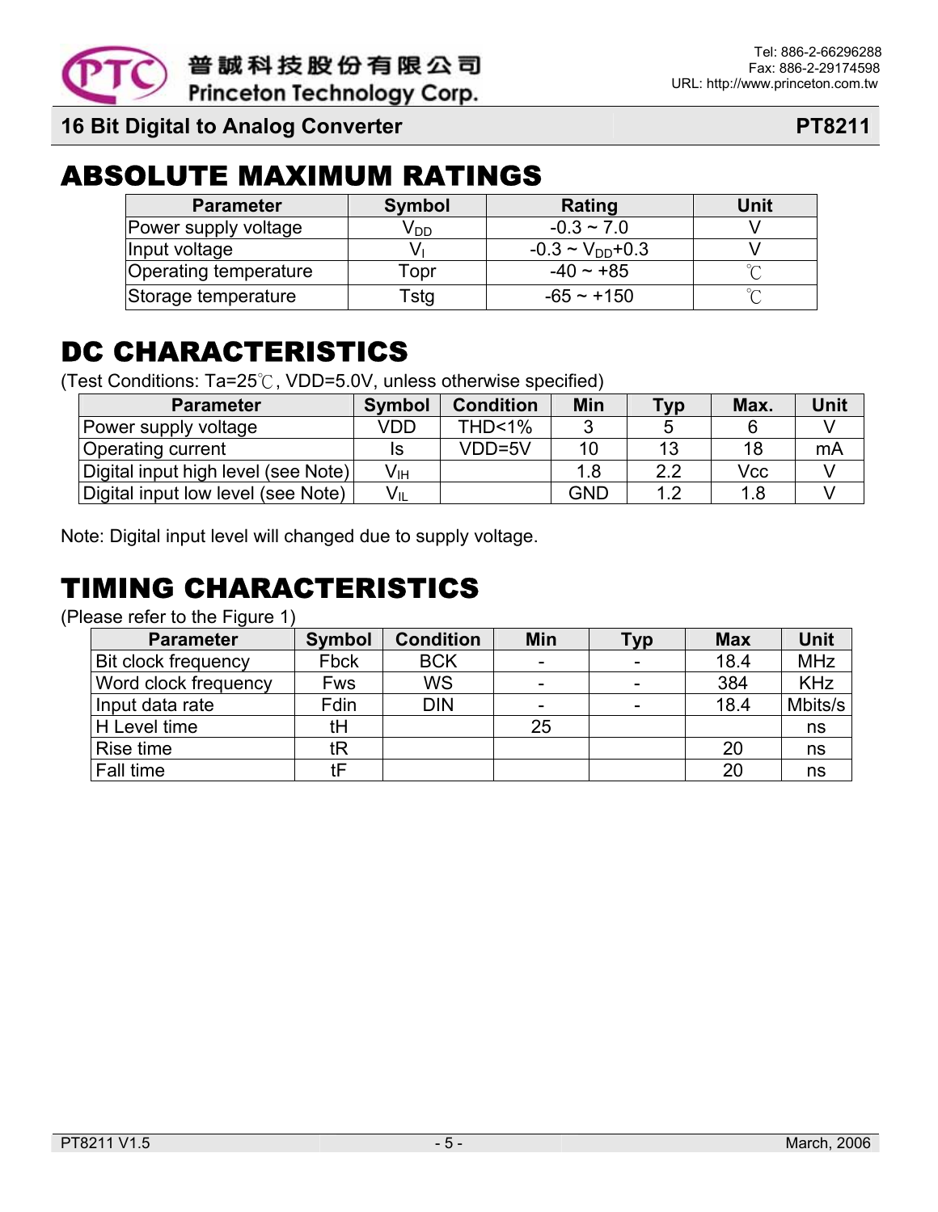## ABSOLUTE MAXIMUM RATINGS

| Parameter | Symbol | Rating | Unit |
|---|---|---|---|
| Power supply voltage | $V_{DD}$ | -0.3 ~ 7.0 | V |
| Input voltage | $V_I$ | -0.3 ~ $V_{DD}$+0.3 | V |
| Operating temperature | Topr | -40 ~ +85 | ℃ |
| Storage temperature | Tstg | -65 ~ +150 | ℃ |

## DC CHARACTERISTICS

(Test Conditions: Ta=25℃, VDD=5.0V, unless otherwise specified)

| Parameter | Symbol | Condition | Min | Typ | Max. | Unit |
|---|---|---|---|---|---|---|
| Power supply voltage | VDD | THD<1% | 3 | 5 | 6 | V |
| Operating current | Is | VDD=5V | 10 | 13 | 18 | mA |
| Digital input high level (see Note) | $V_{IH}$ | | 1.8 | 2.2 | Vcc | V |
| Digital input low level (see Note) | $V_{IL}$ | | GND | 1.2 | 1.8 | V |

Note: Digital input level will changed due to supply voltage.

## TIMING CHARACTERISTICS

(Please refer to the Figure 1)

| Parameter | Symbol | Condition | Min | Typ | Max | Unit |
|---|---|---|---|---|---|---|
| Bit clock frequency | Fbck | BCK | - | - | 18.4 | MHz |
| Word clock frequency | Fws | WS | - | - | 384 | KHz |
| Input data rate | Fdin | DIN | - | - | 18.4 | Mbits/s |
| H Level time | tH | | 25 | | | ns |
| Rise time | tR | | | | 20 | ns |
| Fall time | tF | | | | 20 | ns |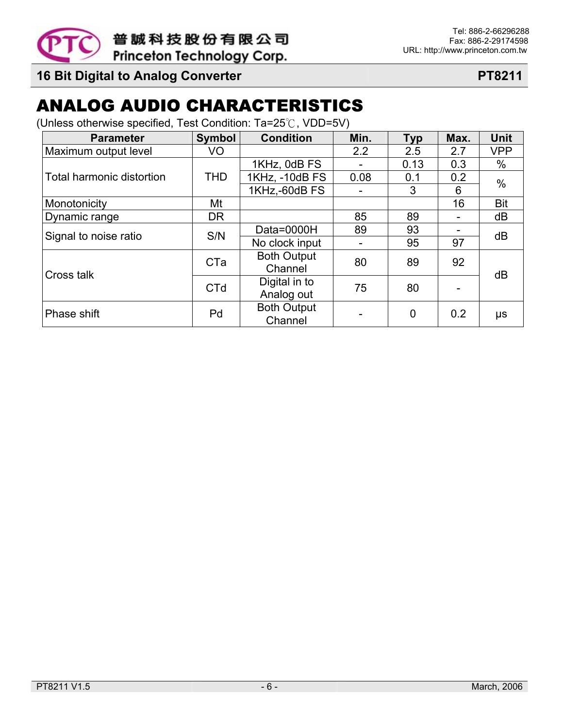# ANALOG AUDIO CHARACTERISTICS

(Unless otherwise specified, Test Condition: Ta=25℃, VDD=5V)

| Parameter | Symbol | Condition | Min. | Typ | Max. | Unit |
|---|---|---|---|---|---|---|
| Maximum output level | VO | | 2.2 | 2.5 | 2.7 | VPP |
| Total harmonic distortion | THD | 1KHz, 0dB FS | - | 0.13 | 0.3 | % |
| | | 1KHz, -10dB FS | 0.08 | 0.1 | 0.2 | % |
| | | 1KHz,-60dB FS | - | 3 | 6 | |
| Monotonicity | Mt | | | | 16 | Bit |
| Dynamic range | DR | | 85 | 89 | - | dB |
| Signal to noise ratio | S/N | Data=0000H | 89 | 93 | - | dB |
| | | No clock input | - | 95 | 97 | |
| Cross talk | CTa | Both Output Channel | 80 | 89 | 92 | dB |
| | CTd | Digital in to Analog out | 75 | 80 | - | |
| Phase shift | Pd | Both Output Channel | - | 0 | 0.2 | μs |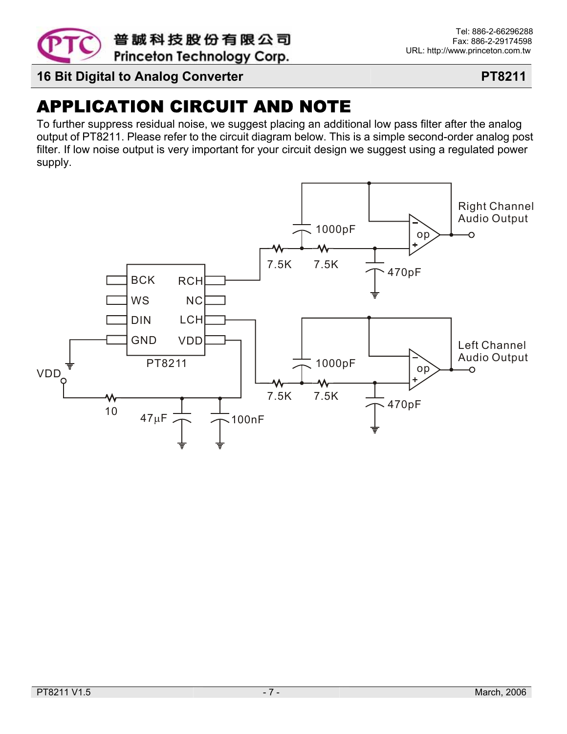# APPLICATION CIRCUIT AND NOTE

To further suppress residual noise, we suggest placing an additional low pass filter after the analog output of PT8211. Please refer to the circuit diagram below. This is a simple second-order analog post filter. If low noise output is very important for your circuit design we suggest using a regulated power supply.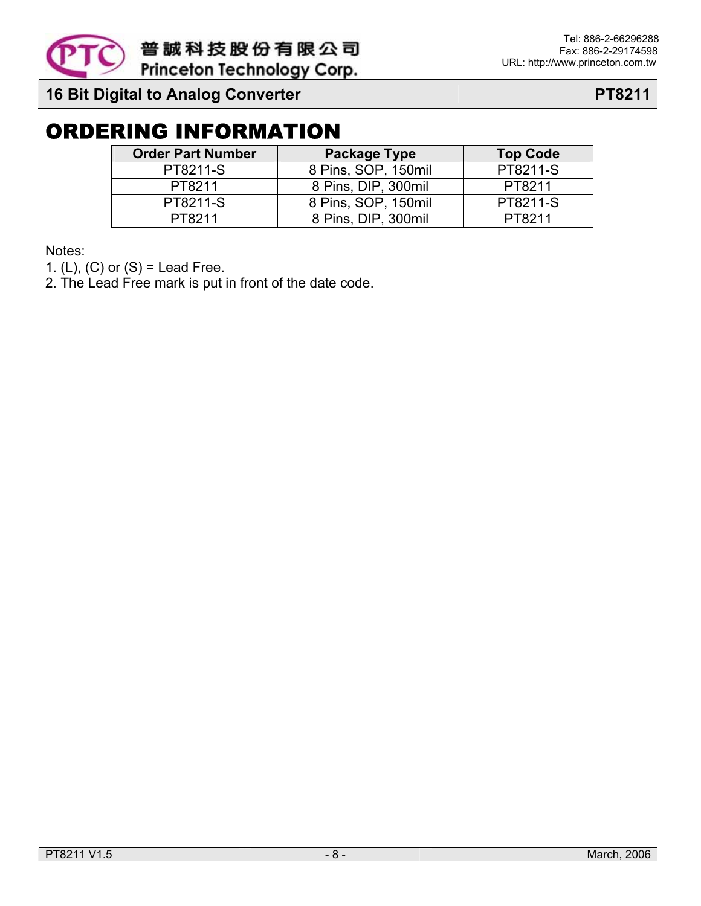# ORDERING INFORMATION

| Order Part Number | Package Type | Top Code |
|---|---|---|
| PT8211-S | 8 Pins, SOP, 150mil | PT8211-S |
| PT8211 | 8 Pins, DIP, 300mil | PT8211 |
| PT8211-S | 8 Pins, SOP, 150mil | PT8211-S |
| PT8211 | 8 Pins, DIP, 300mil | PT8211 |

Notes:
1. (L), (C) or (S) = Lead Free.
2. The Lead Free mark is put in front of the date code.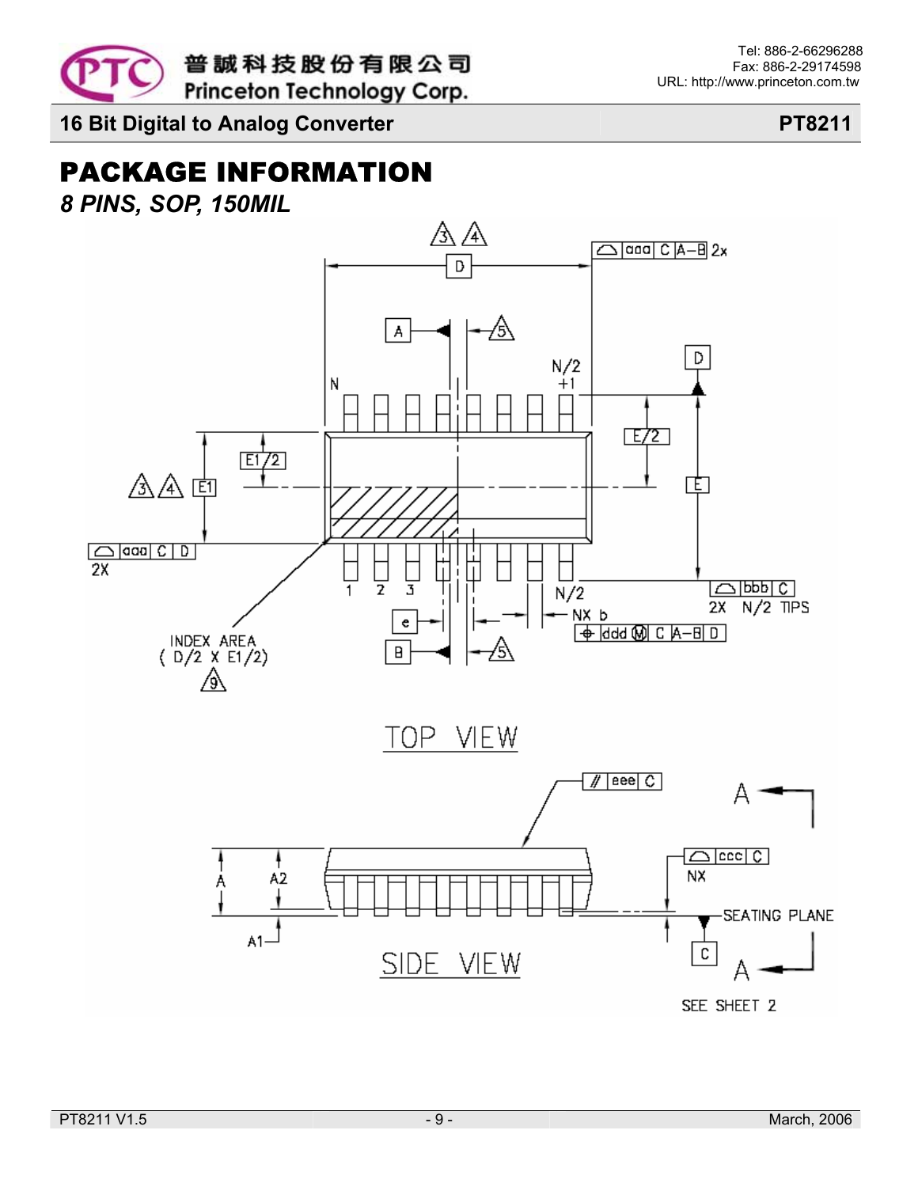# PACKAGE INFORMATION

*8 PINS, SOP, 150MIL*

TOP VIEW

SIDE VIEW

SEE SHEET 2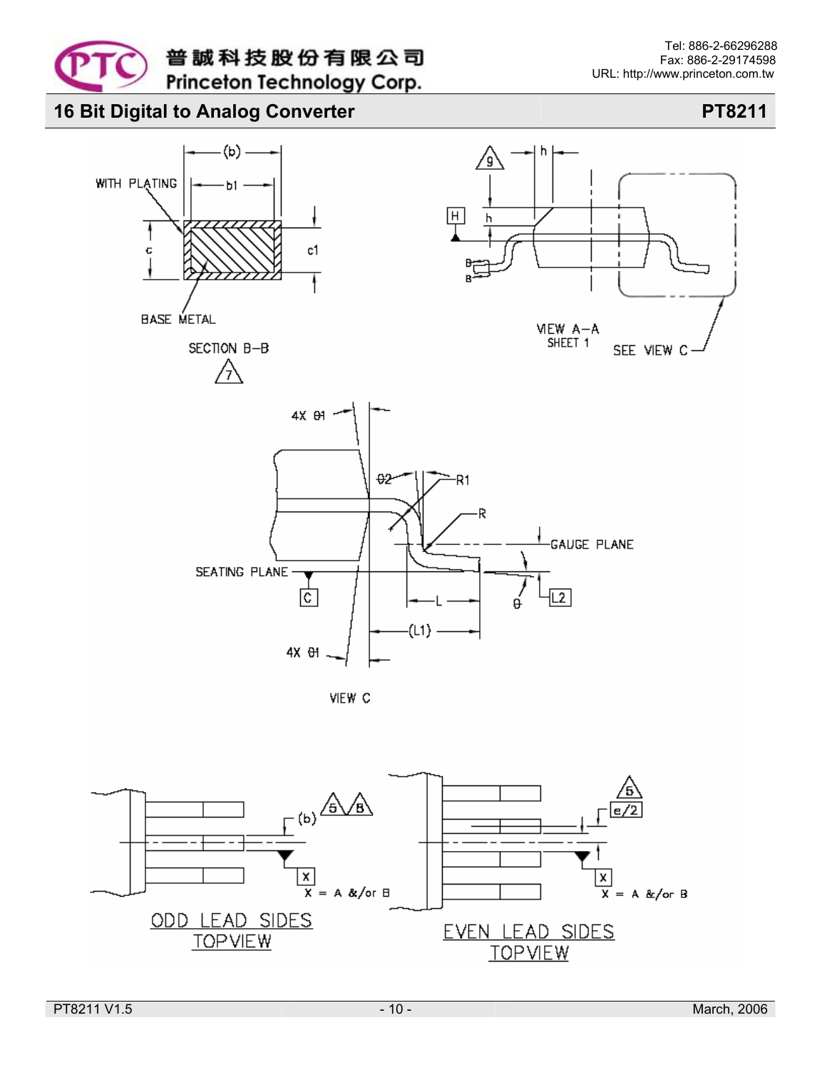## 16 Bit Digital to Analog Converter

**PT8211**

(b)

WITH PLATING

b1

c

c1

BASE METAL

SECTION B–B

7

9

h

H

h

B

B

VIEW A–A
SHEET 1

SEE VIEW C

4X θ1

θ2

R1

R

GAUGE PLANE

SEATING PLANE

C

L

θ

L2

(L1)

4X θ1

VIEW C

(b)

5 8

X

X = A &/or B

ODD LEAD SIDES
TOPVIEW

5

e/2

X

X = A &/or B

EVEN LEAD SIDES
TOPVIEW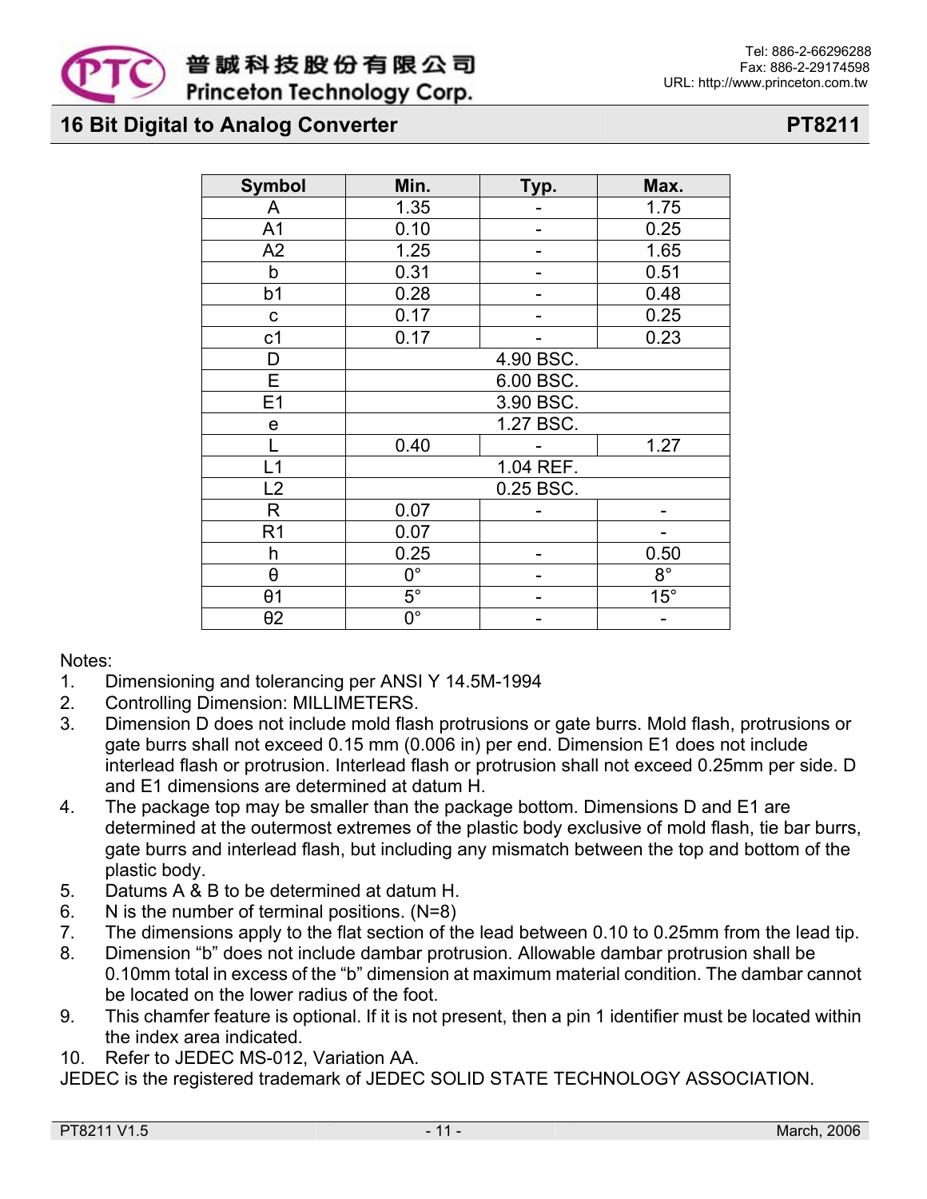| Symbol | Min. | Typ. | Max. |
|---|---|---|---|
| A | 1.35 | - | 1.75 |
| A1 | 0.10 | - | 0.25 |
| A2 | 1.25 | - | 1.65 |
| b | 0.31 | - | 0.51 |
| b1 | 0.28 | - | 0.48 |
| c | 0.17 | - | 0.25 |
| c1 | 0.17 | - | 0.23 |
| D | 4.90 BSC. | | |
| E | 6.00 BSC. | | |
| E1 | 3.90 BSC. | | |
| e | 1.27 BSC. | | |
| L | 0.40 | - | 1.27 |
| L1 | 1.04 REF. | | |
| L2 | 0.25 BSC. | | |
| R | 0.07 | - | - |
| R1 | 0.07 | | - |
| h | 0.25 | - | 0.50 |
| θ | 0° | - | 8° |
| θ1 | 5° | - | 15° |
| θ2 | 0° | - | - |

Notes:

1. Dimensioning and tolerancing per ANSI Y 14.5M-1994
2. Controlling Dimension: MILLIMETERS.
3. Dimension D does not include mold flash protrusions or gate burrs. Mold flash, protrusions or gate burrs shall not exceed 0.15 mm (0.006 in) per end. Dimension E1 does not include interlead flash or protrusion. Interlead flash or protrusion shall not exceed 0.25mm per side. D and E1 dimensions are determined at datum H.
4. The package top may be smaller than the package bottom. Dimensions D and E1 are determined at the outermost extremes of the plastic body exclusive of mold flash, tie bar burrs, gate burrs and interlead flash, but including any mismatch between the top and bottom of the plastic body.
5. Datums A & B to be determined at datum H.
6. N is the number of terminal positions. (N=8)
7. The dimensions apply to the flat section of the lead between 0.10 to 0.25mm from the lead tip.
8. Dimension "b" does not include dambar protrusion. Allowable dambar protrusion shall be 0.10mm total in excess of the "b" dimension at maximum material condition. The dambar cannot be located on the lower radius of the foot.
9. This chamfer feature is optional. If it is not present, then a pin 1 identifier must be located within the index area indicated.
10. Refer to JEDEC MS-012, Variation AA.

JEDEC is the registered trademark of JEDEC SOLID STATE TECHNOLOGY ASSOCIATION.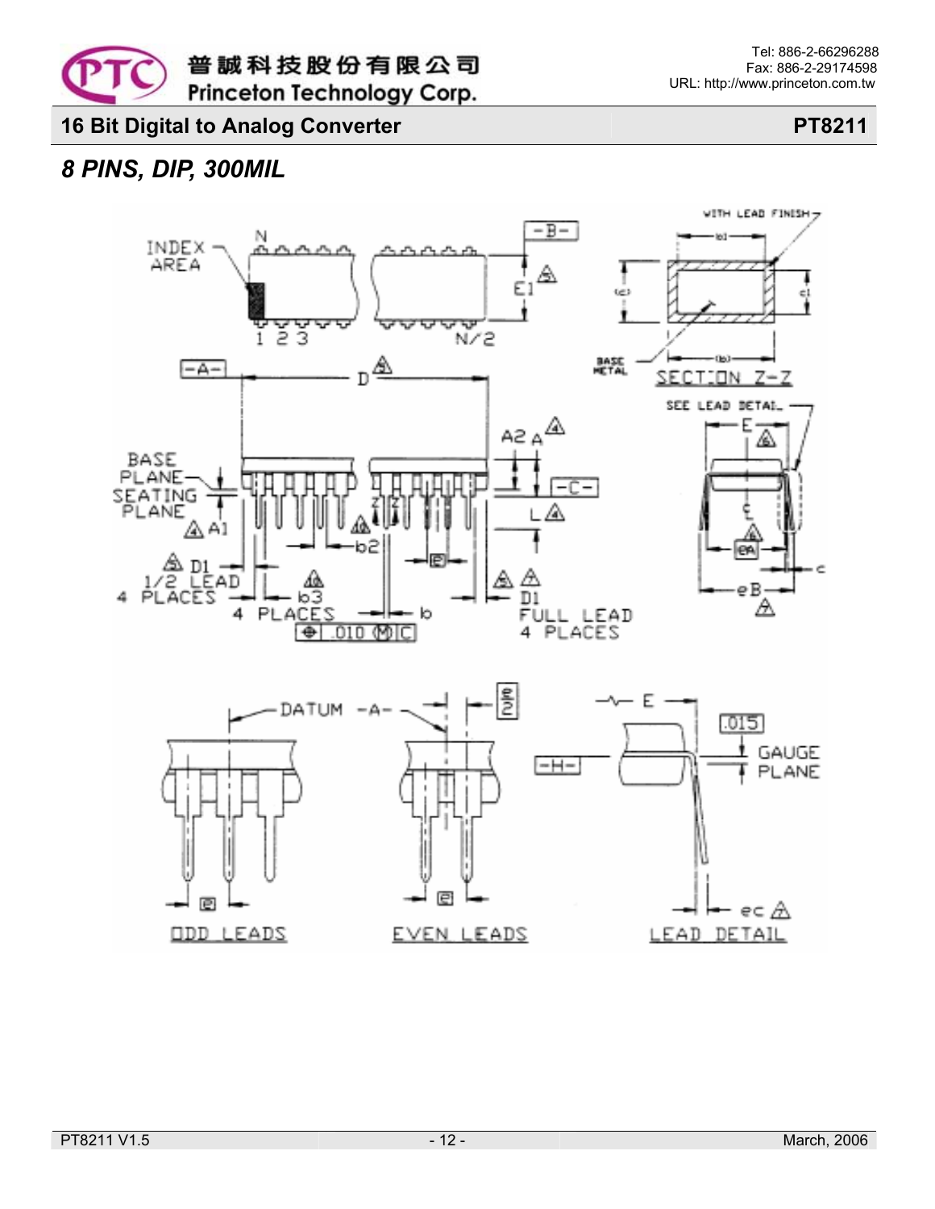## 8 PINS, DIP, 300MIL

INDEX AREA

N

1 2 3

N/2

-B-

E1

-A-

D

BASE PLANE

SEATING PLANE

A1

D1 1/2 LEAD 4 PLACES

b3 4 PLACES

.010 M C

b2

b

e

A2 A

-C-

L

D1 FULL LEAD 4 PLACES

WITH LEAD FINISH

(c) c1

b1

(b)

BASE METAL

SECTION Z-Z

SEE LEAD DETAIL

E

eA

c

eB

DATUM -A-

e/2

ODD LEADS

EVEN LEADS

E

-H-

.015

GAUGE PLANE

ec

LEAD DETAIL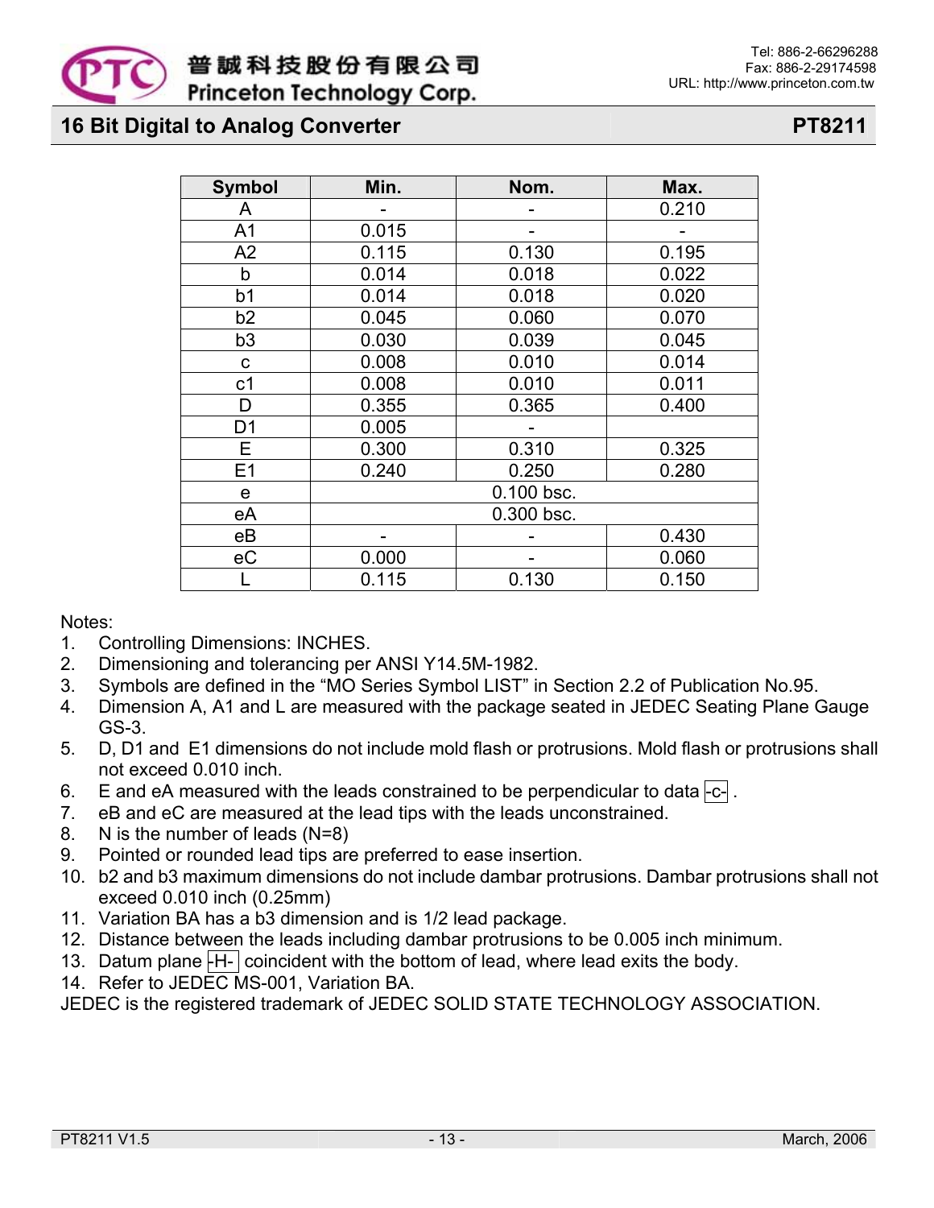| Symbol | Min. | Nom. | Max. |
|---|---|---|---|
| A | - | - | 0.210 |
| A1 | 0.015 | - | - |
| A2 | 0.115 | 0.130 | 0.195 |
| b | 0.014 | 0.018 | 0.022 |
| b1 | 0.014 | 0.018 | 0.020 |
| b2 | 0.045 | 0.060 | 0.070 |
| b3 | 0.030 | 0.039 | 0.045 |
| c | 0.008 | 0.010 | 0.014 |
| c1 | 0.008 | 0.010 | 0.011 |
| D | 0.355 | 0.365 | 0.400 |
| D1 | 0.005 | - | |
| E | 0.300 | 0.310 | 0.325 |
| E1 | 0.240 | 0.250 | 0.280 |
| e | 0.100 bsc. | | |
| eA | 0.300 bsc. | | |
| eB | - | - | 0.430 |
| eC | 0.000 | - | 0.060 |
| L | 0.115 | 0.130 | 0.150 |

Notes:

1. Controlling Dimensions: INCHES.
2. Dimensioning and tolerancing per ANSI Y14.5M-1982.
3. Symbols are defined in the "MO Series Symbol LIST" in Section 2.2 of Publication No.95.
4. Dimension A, A1 and L are measured with the package seated in JEDEC Seating Plane Gauge GS-3.
5. D, D1 and E1 dimensions do not include mold flash or protrusions. Mold flash or protrusions shall not exceed 0.010 inch.
6. E and eA measured with the leads constrained to be perpendicular to data -c- .
7. eB and eC are measured at the lead tips with the leads unconstrained.
8. N is the number of leads (N=8)
9. Pointed or rounded lead tips are preferred to ease insertion.
10. b2 and b3 maximum dimensions do not include dambar protrusions. Dambar protrusions shall not exceed 0.010 inch (0.25mm)
11. Variation BA has a b3 dimension and is 1/2 lead package.
12. Distance between the leads including dambar protrusions to be 0.005 inch minimum.
13. Datum plane -H- coincident with the bottom of lead, where lead exits the body.
14. Refer to JEDEC MS-001, Variation BA.

JEDEC is the registered trademark of JEDEC SOLID STATE TECHNOLOGY ASSOCIATION.